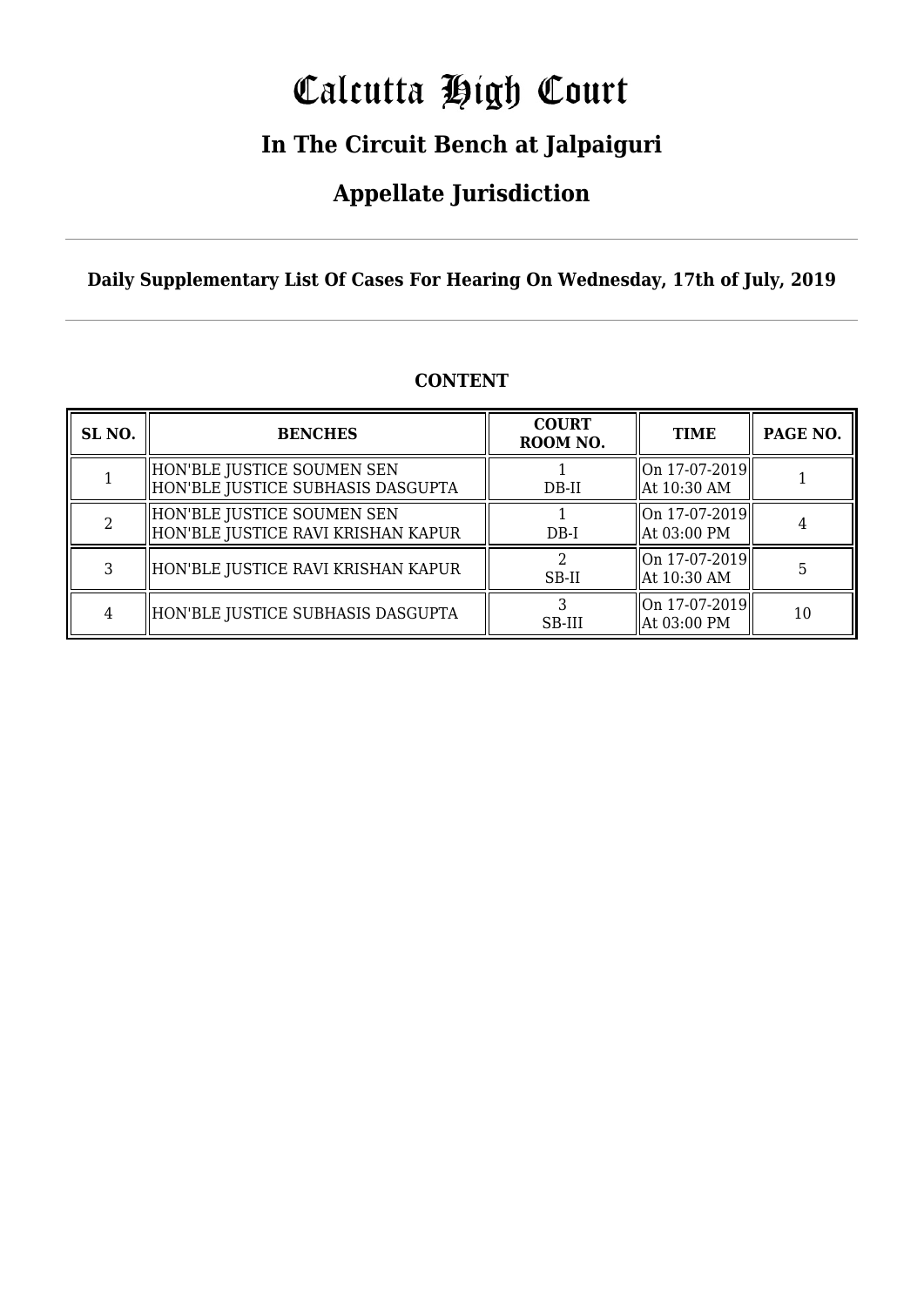# Calcutta High Court

## In The Circuit Bench at Jalpaiguri

## Appellate Jurisdiction

**Daily Supplementary List Of Cases For Hearing On Wednesday, 17th of July, 2019**

**CONTENT**

| SL NO. | BENCHES | COURT ROOM NO. | TIME | PAGE NO. |
|---|---|---|---|---|
| 1 | HON'BLE JUSTICE SOUMEN SEN<br>HON'BLE JUSTICE SUBHASIS DASGUPTA | 1<br>DB-II | On 17-07-2019<br>At 10:30 AM | 1 |
| 2 | HON'BLE JUSTICE SOUMEN SEN<br>HON'BLE JUSTICE RAVI KRISHAN KAPUR | 1<br>DB-I | On 17-07-2019<br>At 03:00 PM | 4 |
| 3 | HON'BLE JUSTICE RAVI KRISHAN KAPUR | 2<br>SB-II | On 17-07-2019<br>At 10:30 AM | 5 |
| 4 | HON'BLE JUSTICE SUBHASIS DASGUPTA | 3<br>SB-III | On 17-07-2019<br>At 03:00 PM | 10 |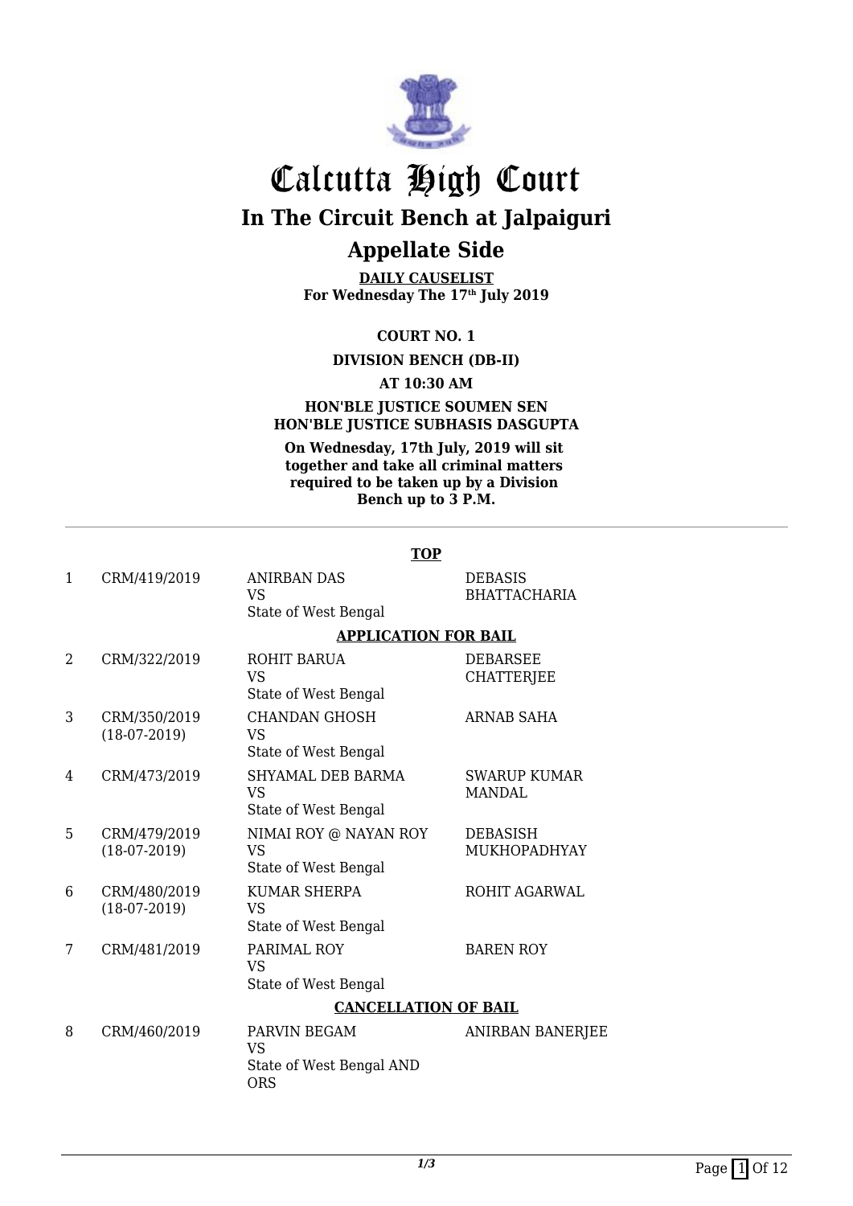# Calcutta High Court

## In The Circuit Bench at Jalpaiguri

## Appellate Side

**DAILY CAUSELIST**
**For Wednesday The 17th July 2019**

**COURT NO. 1**

**DIVISION BENCH (DB-II)**

**AT 10:30 AM**

**HON'BLE JUSTICE SOUMEN SEN**
**HON'BLE JUSTICE SUBHASIS DASGUPTA**

**On Wednesday, 17th July, 2019 will sit together and take all criminal matters required to be taken up by a Division Bench up to 3 P.M.**

---

**TOP**

| | | | |
|---|---|---|---|
| 1 | CRM/419/2019 | ANIRBAN DAS VS State of West Bengal | DEBASIS BHATTACHARIA |
| | | **APPLICATION FOR BAIL** | |
| 2 | CRM/322/2019 | ROHIT BARUA VS State of West Bengal | DEBARSEE CHATTERJEE |
| 3 | CRM/350/2019 (18-07-2019) | CHANDAN GHOSH VS State of West Bengal | ARNAB SAHA |
| 4 | CRM/473/2019 | SHYAMAL DEB BARMA VS State of West Bengal | SWARUP KUMAR MANDAL |
| 5 | CRM/479/2019 (18-07-2019) | NIMAI ROY @ NAYAN ROY VS State of West Bengal | DEBASISH MUKHOPADHYAY |
| 6 | CRM/480/2019 (18-07-2019) | KUMAR SHERPA VS State of West Bengal | ROHIT AGARWAL |
| 7 | CRM/481/2019 | PARIMAL ROY VS State of West Bengal | BAREN ROY |
| | | **CANCELLATION OF BAIL** | |
| 8 | CRM/460/2019 | PARVIN BEGAM VS State of West Bengal AND ORS | ANIRBAN BANERJEE |

1/3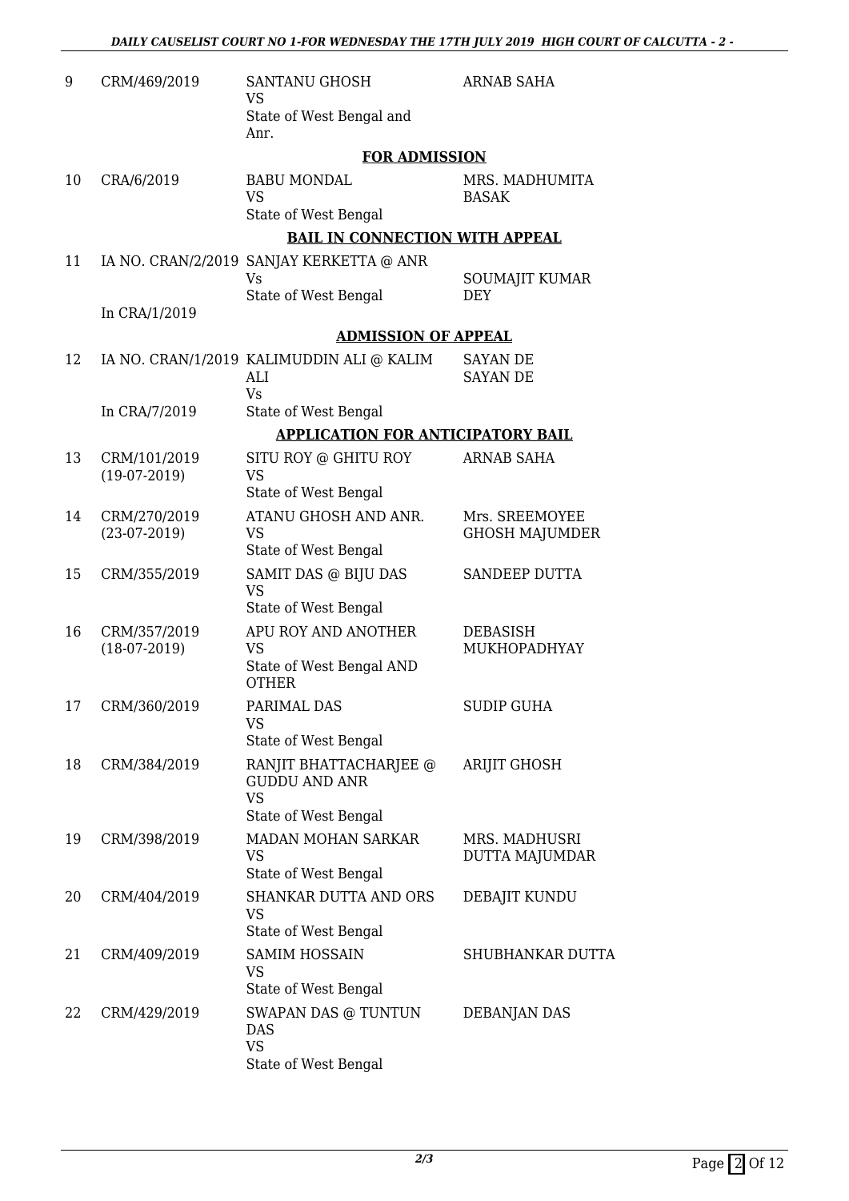| | | | |
|---|---|---|---|
| 9 | CRM/469/2019 | SANTANU GHOSH<br>VS<br>State of West Bengal and Anr. | ARNAB SAHA |

**FOR ADMISSION**

| | | | |
|---|---|---|---|
| 10 | CRA/6/2019 | BABU MONDAL<br>VS<br>State of West Bengal | MRS. MADHUMITA BASAK |

**BAIL IN CONNECTION WITH APPEAL**

| | | | |
|---|---|---|---|
| 11 | IA NO. CRAN/2/2019<br>In CRA/1/2019 | SANJAY KERKETTA @ ANR<br>Vs<br>State of West Bengal | SOUMAJIT KUMAR DEY |

**ADMISSION OF APPEAL**

| | | | |
|---|---|---|---|
| 12 | IA NO. CRAN/1/2019<br>In CRA/7/2019 | KALIMUDDIN ALI @ KALIM ALI<br>Vs<br>State of West Bengal | SAYAN DE<br>SAYAN DE |

**APPLICATION FOR ANTICIPATORY BAIL**

| | | | |
|---|---|---|---|
| 13 | CRM/101/2019<br>(19-07-2019) | SITU ROY @ GHITU ROY<br>VS<br>State of West Bengal | ARNAB SAHA |
| 14 | CRM/270/2019<br>(23-07-2019) | ATANU GHOSH AND ANR.<br>VS<br>State of West Bengal | Mrs. SREEMOYEE GHOSH MAJUMDER |
| 15 | CRM/355/2019 | SAMIT DAS @ BIJU DAS<br>VS<br>State of West Bengal | SANDEEP DUTTA |
| 16 | CRM/357/2019<br>(18-07-2019) | APU ROY AND ANOTHER<br>VS<br>State of West Bengal AND OTHER | DEBASISH MUKHOPADHYAY |
| 17 | CRM/360/2019 | PARIMAL DAS<br>VS<br>State of West Bengal | SUDIP GUHA |
| 18 | CRM/384/2019 | RANJIT BHATTACHARJEE @ GUDDU AND ANR<br>VS<br>State of West Bengal | ARIJIT GHOSH |
| 19 | CRM/398/2019 | MADAN MOHAN SARKAR<br>VS<br>State of West Bengal | MRS. MADHUSRI DUTTA MAJUMDAR |
| 20 | CRM/404/2019 | SHANKAR DUTTA AND ORS<br>VS<br>State of West Bengal | DEBAJIT KUNDU |
| 21 | CRM/409/2019 | SAMIM HOSSAIN<br>VS<br>State of West Bengal | SHUBHANKAR DUTTA |
| 22 | CRM/429/2019 | SWAPAN DAS @ TUNTUN DAS<br>VS<br>State of West Bengal | DEBANJAN DAS |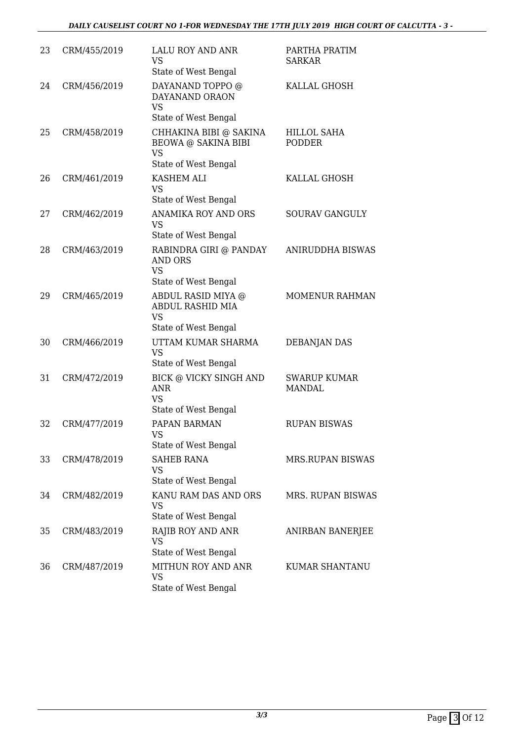| | | | |
|---|---|---|---|
| 23 | CRM/455/2019 | LALU ROY AND ANR<br>VS<br>State of West Bengal | PARTHA PRATIM SARKAR |
| 24 | CRM/456/2019 | DAYANAND TOPPO @ DAYANAND ORAON<br>VS<br>State of West Bengal | KALLAL GHOSH |
| 25 | CRM/458/2019 | CHHAKINA BIBI @ SAKINA BEOWA @ SAKINA BIBI<br>VS<br>State of West Bengal | HILLOL SAHA PODDER |
| 26 | CRM/461/2019 | KASHEM ALI<br>VS<br>State of West Bengal | KALLAL GHOSH |
| 27 | CRM/462/2019 | ANAMIKA ROY AND ORS<br>VS<br>State of West Bengal | SOURAV GANGULY |
| 28 | CRM/463/2019 | RABINDRA GIRI @ PANDAY AND ORS<br>VS<br>State of West Bengal | ANIRUDDHA BISWAS |
| 29 | CRM/465/2019 | ABDUL RASID MIYA @ ABDUL RASHID MIA<br>VS<br>State of West Bengal | MOMENUR RAHMAN |
| 30 | CRM/466/2019 | UTTAM KUMAR SHARMA<br>VS<br>State of West Bengal | DEBANJAN DAS |
| 31 | CRM/472/2019 | BICK @ VICKY SINGH AND ANR<br>VS<br>State of West Bengal | SWARUP KUMAR MANDAL |
| 32 | CRM/477/2019 | PAPAN BARMAN<br>VS<br>State of West Bengal | RUPAN BISWAS |
| 33 | CRM/478/2019 | SAHEB RANA<br>VS<br>State of West Bengal | MRS.RUPAN BISWAS |
| 34 | CRM/482/2019 | KANU RAM DAS AND ORS<br>VS<br>State of West Bengal | MRS. RUPAN BISWAS |
| 35 | CRM/483/2019 | RAJIB ROY AND ANR<br>VS<br>State of West Bengal | ANIRBAN BANERJEE |
| 36 | CRM/487/2019 | MITHUN ROY AND ANR<br>VS<br>State of West Bengal | KUMAR SHANTANU |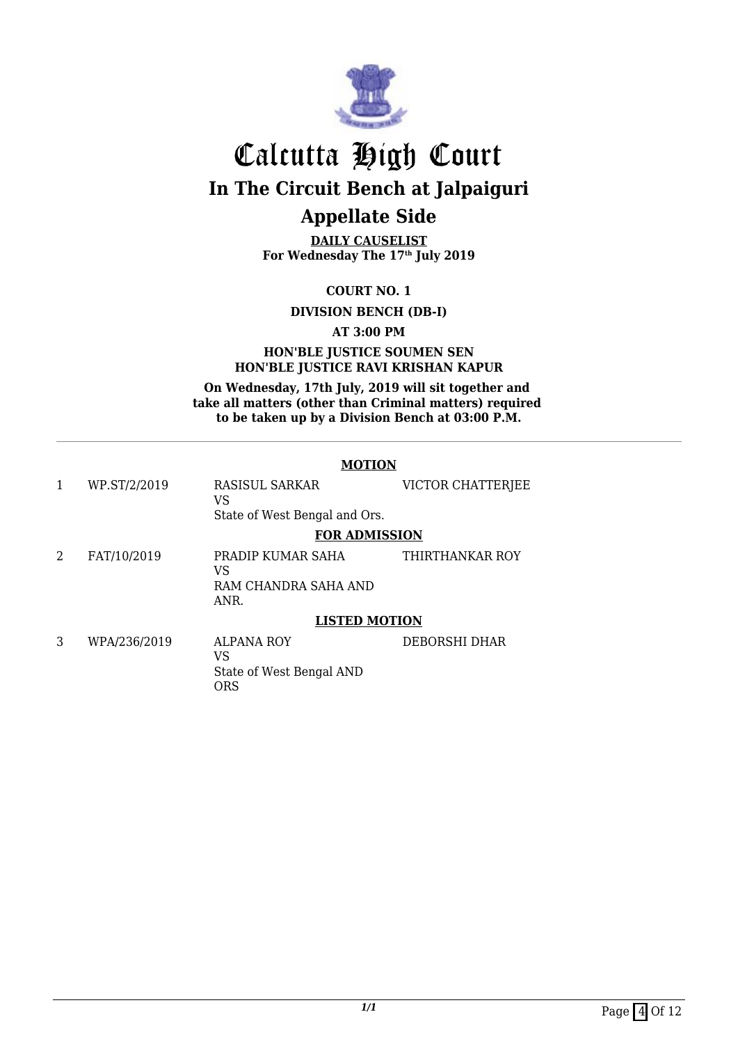# Calcutta High Court

## In The Circuit Bench at Jalpaiguri

## Appellate Side

**DAILY CAUSELIST**
**For Wednesday The 17th July 2019**

**COURT NO. 1**

**DIVISION BENCH (DB-I)**

**AT 3:00 PM**

**HON'BLE JUSTICE SOUMEN SEN**
**HON'BLE JUSTICE RAVI KRISHAN KAPUR**

**On Wednesday, 17th July, 2019 will sit together and take all matters (other than Criminal matters) required to be taken up by a Division Bench at 03:00 P.M.**

---

**MOTION**

| | | | |
|---|---|---|---|
| 1 | WP.ST/2/2019 | RASISUL SARKAR<br>VS<br>State of West Bengal and Ors. | VICTOR CHATTERJEE |

**FOR ADMISSION**

| | | | |
|---|---|---|---|
| 2 | FAT/10/2019 | PRADIP KUMAR SAHA<br>VS<br>RAM CHANDRA SAHA AND ANR. | THIRTHANKAR ROY |

**LISTED MOTION**

| | | | |
|---|---|---|---|
| 3 | WPA/236/2019 | ALPANA ROY<br>VS<br>State of West Bengal AND ORS | DEBORSHI DHAR |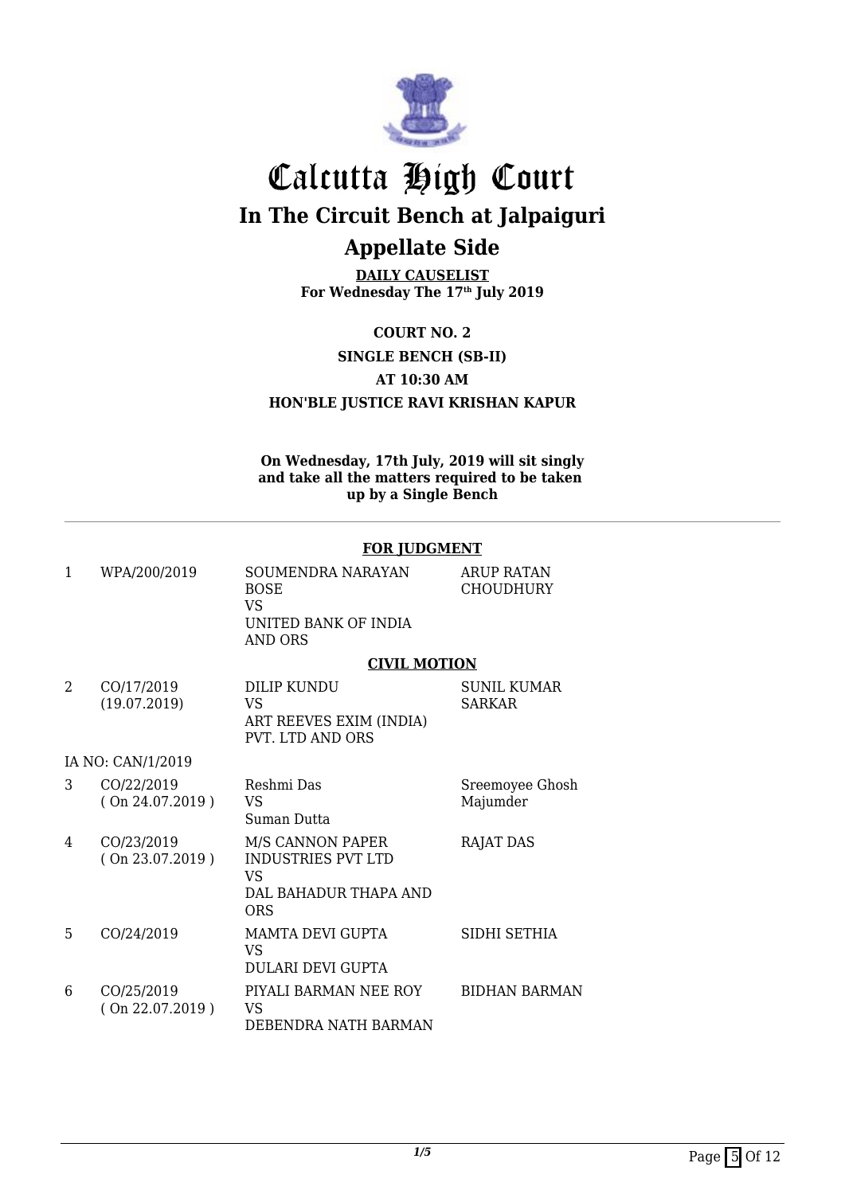# Calcutta High Court

## In The Circuit Bench at Jalpaiguri

## Appellate Side

**DAILY CAUSELIST**
**For Wednesday The 17th July 2019**

**COURT NO. 2**

**SINGLE BENCH (SB-II)**

**AT 10:30 AM**

**HON'BLE JUSTICE RAVI KRISHAN KAPUR**

**On Wednesday, 17th July, 2019 will sit singly and take all the matters required to be taken up by a Single Bench**

---

**FOR JUDGMENT**

| | | | |
|---|---|---|---|
| 1 | WPA/200/2019 | SOUMENDRA NARAYAN BOSE VS UNITED BANK OF INDIA AND ORS | ARUP RATAN CHOUDHURY |

**CIVIL MOTION**

| | | | |
|---|---|---|---|
| 2 | CO/17/2019 (19.07.2019) | DILIP KUNDU VS ART REEVES EXIM (INDIA) PVT. LTD AND ORS | SUNIL KUMAR SARKAR |
| | IA NO: CAN/1/2019 | | |
| 3 | CO/22/2019 ( On 24.07.2019 ) | Reshmi Das VS Suman Dutta | Sreemoyee Ghosh Majumder |
| 4 | CO/23/2019 ( On 23.07.2019 ) | M/S CANNON PAPER INDUSTRIES PVT LTD VS DAL BAHADUR THAPA AND ORS | RAJAT DAS |
| 5 | CO/24/2019 | MAMTA DEVI GUPTA VS DULARI DEVI GUPTA | SIDHI SETHIA |
| 6 | CO/25/2019 ( On 22.07.2019 ) | PIYALI BARMAN NEE ROY VS DEBENDRA NATH BARMAN | BIDHAN BARMAN |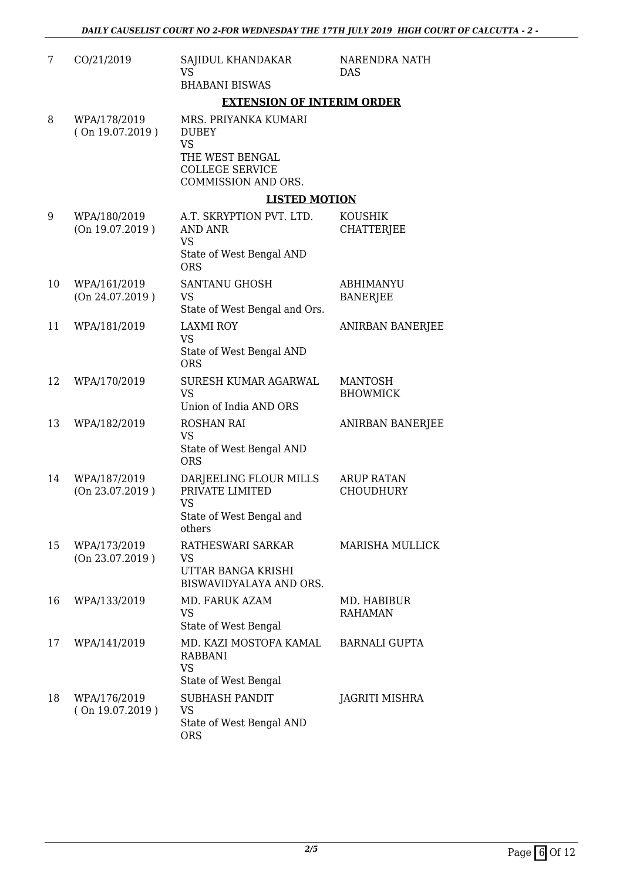| 7 | CO/21/2019 | SAJIDUL KHANDAKAR<br>VS<br>BHABANI BISWAS | NARENDRA NATH DAS |
|---|---|---|---|

**EXTENSION OF INTERIM ORDER**

| 8 | WPA/178/2019<br>( On 19.07.2019 ) | MRS. PRIYANKA KUMARI DUBEY<br>VS<br>THE WEST BENGAL COLLEGE SERVICE COMMISSION AND ORS. | |
|---|---|---|---|

**LISTED MOTION**

| 9 | WPA/180/2019<br>(On 19.07.2019 ) | A.T. SKRYPTION PVT. LTD. AND ANR<br>VS<br>State of West Bengal AND ORS | KOUSHIK CHATTERJEE |
|---|---|---|---|
| 10 | WPA/161/2019<br>(On 24.07.2019 ) | SANTANU GHOSH<br>VS<br>State of West Bengal and Ors. | ABHIMANYU BANERJEE |
| 11 | WPA/181/2019 | LAXMI ROY<br>VS<br>State of West Bengal AND ORS | ANIRBAN BANERJEE |
| 12 | WPA/170/2019 | SURESH KUMAR AGARWAL<br>VS<br>Union of India AND ORS | MANTOSH BHOWMICK |
| 13 | WPA/182/2019 | ROSHAN RAI<br>VS<br>State of West Bengal AND ORS | ANIRBAN BANERJEE |
| 14 | WPA/187/2019<br>(On 23.07.2019 ) | DARJEELING FLOUR MILLS PRIVATE LIMITED<br>VS<br>State of West Bengal and others | ARUP RATAN CHOUDHURY |
| 15 | WPA/173/2019<br>(On 23.07.2019 ) | RATHESWARI SARKAR<br>VS<br>UTTAR BANGA KRISHI BISWAVIDYALAYA AND ORS. | MARISHA MULLICK |
| 16 | WPA/133/2019 | MD. FARUK AZAM<br>VS<br>State of West Bengal | MD. HABIBUR RAHAMAN |
| 17 | WPA/141/2019 | MD. KAZI MOSTOFA KAMAL RABBANI<br>VS<br>State of West Bengal | BARNALI GUPTA |
| 18 | WPA/176/2019<br>( On 19.07.2019 ) | SUBHASH PANDIT<br>VS<br>State of West Bengal AND ORS | JAGRITI MISHRA |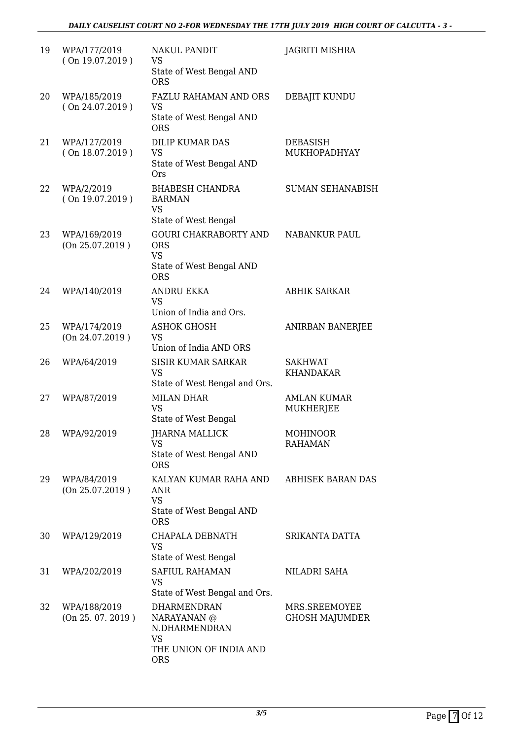| 19 | WPA/177/2019 ( On 19.07.2019 ) | NAKUL PANDIT VS State of West Bengal AND ORS | JAGRITI MISHRA |
|---|---|---|---|
| 20 | WPA/185/2019 ( On 24.07.2019 ) | FAZLU RAHAMAN AND ORS VS State of West Bengal AND ORS | DEBAJIT KUNDU |
| 21 | WPA/127/2019 ( On 18.07.2019 ) | DILIP KUMAR DAS VS State of West Bengal AND Ors | DEBASISH MUKHOPADHYAY |
| 22 | WPA/2/2019 ( On 19.07.2019 ) | BHABESH CHANDRA BARMAN VS State of West Bengal | SUMAN SEHANABISH |
| 23 | WPA/169/2019 (On 25.07.2019 ) | GOURI CHAKRABORTY AND ORS VS State of West Bengal AND ORS | NABANKUR PAUL |
| 24 | WPA/140/2019 | ANDRU EKKA VS Union of India and Ors. | ABHIK SARKAR |
| 25 | WPA/174/2019 (On 24.07.2019 ) | ASHOK GHOSH VS Union of India AND ORS | ANIRBAN BANERJEE |
| 26 | WPA/64/2019 | SISIR KUMAR SARKAR VS State of West Bengal and Ors. | SAKHWAT KHANDAKAR |
| 27 | WPA/87/2019 | MILAN DHAR VS State of West Bengal | AMLAN KUMAR MUKHERJEE |
| 28 | WPA/92/2019 | JHARNA MALLICK VS State of West Bengal AND ORS | MOHINOOR RAHAMAN |
| 29 | WPA/84/2019 (On 25.07.2019 ) | KALYAN KUMAR RAHA AND ANR VS State of West Bengal AND ORS | ABHISEK BARAN DAS |
| 30 | WPA/129/2019 | CHAPALA DEBNATH VS State of West Bengal | SRIKANTA DATTA |
| 31 | WPA/202/2019 | SAFIUL RAHAMAN VS State of West Bengal and Ors. | NILADRI SAHA |
| 32 | WPA/188/2019 (On 25. 07. 2019 ) | DHARMENDRAN NARAYANAN @ N.DHARMENDRAN VS THE UNION OF INDIA AND ORS | MRS.SREEMOYEE GHOSH MAJUMDER |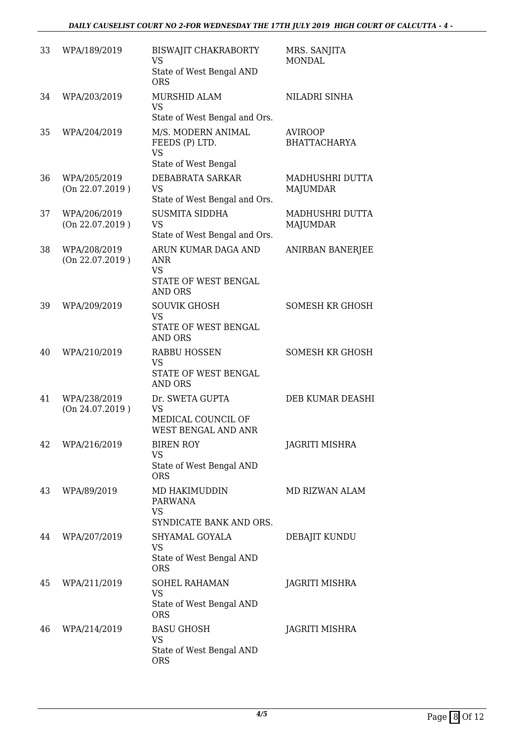| | | | |
|---|---|---|---|
| 33 | WPA/189/2019 | BISWAJIT CHAKRABORTY<br>VS<br>State of West Bengal AND ORS | MRS. SANJITA MONDAL |
| 34 | WPA/203/2019 | MURSHID ALAM<br>VS<br>State of West Bengal and Ors. | NILADRI SINHA |
| 35 | WPA/204/2019 | M/S. MODERN ANIMAL FEEDS (P) LTD.<br>VS<br>State of West Bengal | AVIROOP BHATTACHARYA |
| 36 | WPA/205/2019<br>(On 22.07.2019 ) | DEBABRATA SARKAR<br>VS<br>State of West Bengal and Ors. | MADHUSHRI DUTTA MAJUMDAR |
| 37 | WPA/206/2019<br>(On 22.07.2019 ) | SUSMITA SIDDHA<br>VS<br>State of West Bengal and Ors. | MADHUSHRI DUTTA MAJUMDAR |
| 38 | WPA/208/2019<br>(On 22.07.2019 ) | ARUN KUMAR DAGA AND ANR<br>VS<br>STATE OF WEST BENGAL AND ORS | ANIRBAN BANERJEE |
| 39 | WPA/209/2019 | SOUVIK GHOSH<br>VS<br>STATE OF WEST BENGAL AND ORS | SOMESH KR GHOSH |
| 40 | WPA/210/2019 | RABBU HOSSEN<br>VS<br>STATE OF WEST BENGAL AND ORS | SOMESH KR GHOSH |
| 41 | WPA/238/2019<br>(On 24.07.2019 ) | Dr. SWETA GUPTA<br>VS<br>MEDICAL COUNCIL OF WEST BENGAL AND ANR | DEB KUMAR DEASHI |
| 42 | WPA/216/2019 | BIREN ROY<br>VS<br>State of West Bengal AND ORS | JAGRITI MISHRA |
| 43 | WPA/89/2019 | MD HAKIMUDDIN PARWANA<br>VS<br>SYNDICATE BANK AND ORS. | MD RIZWAN ALAM |
| 44 | WPA/207/2019 | SHYAMAL GOYALA<br>VS<br>State of West Bengal AND ORS | DEBAJIT KUNDU |
| 45 | WPA/211/2019 | SOHEL RAHAMAN<br>VS<br>State of West Bengal AND ORS | JAGRITI MISHRA |
| 46 | WPA/214/2019 | BASU GHOSH<br>VS<br>State of West Bengal AND ORS | JAGRITI MISHRA |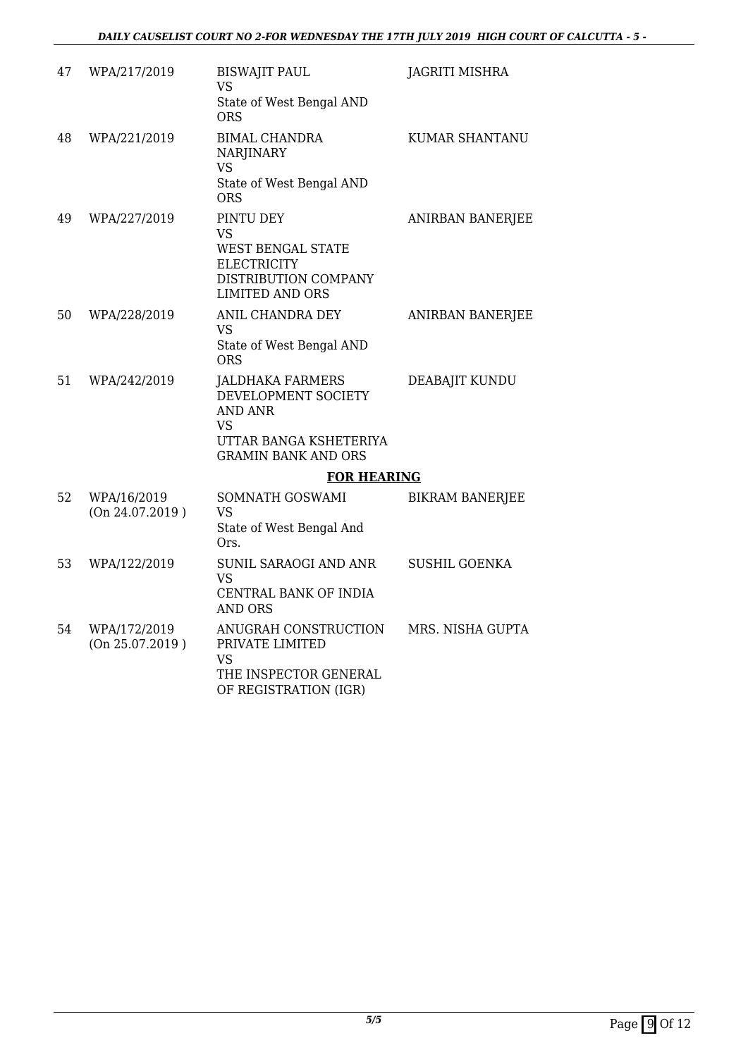| | | | |
|---|---|---|---|
| 47 | WPA/217/2019 | BISWAJIT PAUL<br>VS<br>State of West Bengal AND ORS | JAGRITI MISHRA |
| 48 | WPA/221/2019 | BIMAL CHANDRA NARJINARY<br>VS<br>State of West Bengal AND ORS | KUMAR SHANTANU |
| 49 | WPA/227/2019 | PINTU DEY<br>VS<br>WEST BENGAL STATE ELECTRICITY DISTRIBUTION COMPANY LIMITED AND ORS | ANIRBAN BANERJEE |
| 50 | WPA/228/2019 | ANIL CHANDRA DEY<br>VS<br>State of West Bengal AND ORS | ANIRBAN BANERJEE |
| 51 | WPA/242/2019 | JALDHAKA FARMERS DEVELOPMENT SOCIETY AND ANR<br>VS<br>UTTAR BANGA KSHETERIYA GRAMIN BANK AND ORS | DEABAJIT KUNDU |

**FOR HEARING**

| | | | |
|---|---|---|---|
| 52 | WPA/16/2019<br>(On 24.07.2019 ) | SOMNATH GOSWAMI<br>VS<br>State of West Bengal And Ors. | BIKRAM BANERJEE |
| 53 | WPA/122/2019 | SUNIL SARAOGI AND ANR<br>VS<br>CENTRAL BANK OF INDIA AND ORS | SUSHIL GOENKA |
| 54 | WPA/172/2019<br>(On 25.07.2019 ) | ANUGRAH CONSTRUCTION PRIVATE LIMITED<br>VS<br>THE INSPECTOR GENERAL OF REGISTRATION (IGR) | MRS. NISHA GUPTA |

5/5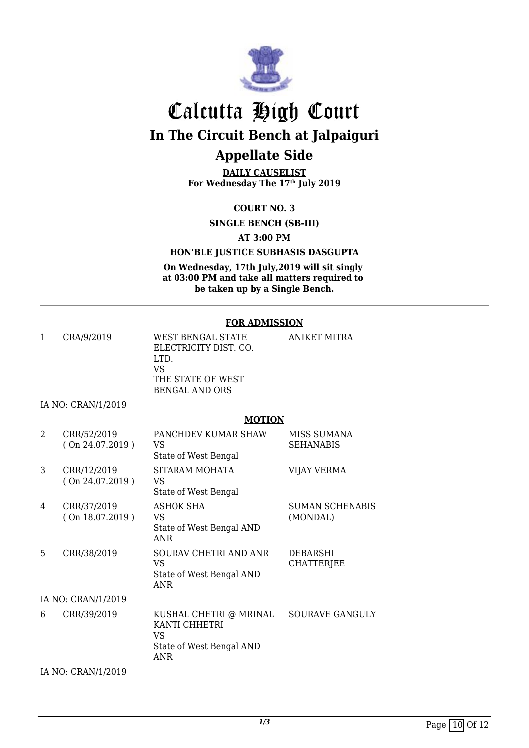# Calcutta High Court

## In The Circuit Bench at Jalpaiguri

## Appellate Side

**DAILY CAUSELIST**
**For Wednesday The 17th July 2019**

**COURT NO. 3**

**SINGLE BENCH (SB-III)**

**AT 3:00 PM**

**HON'BLE JUSTICE SUBHASIS DASGUPTA**

**On Wednesday, 17th July,2019 will sit singly at 03:00 PM and take all matters required to be taken up by a Single Bench.**

---

**FOR ADMISSION**

| | | | |
|---|---|---|---|
| 1 | CRA/9/2019 | WEST BENGAL STATE ELECTRICITY DIST. CO. LTD. VS THE STATE OF WEST BENGAL AND ORS | ANIKET MITRA |

IA NO: CRAN/1/2019

**MOTION**

| | | | |
|---|---|---|---|
| 2 | CRR/52/2019 ( On 24.07.2019 ) | PANCHDEV KUMAR SHAW VS State of West Bengal | MISS SUMANA SEHANABIS |
| 3 | CRR/12/2019 ( On 24.07.2019 ) | SITARAM MOHATA VS State of West Bengal | VIJAY VERMA |
| 4 | CRR/37/2019 ( On 18.07.2019 ) | ASHOK SHA VS State of West Bengal AND ANR | SUMAN SCHENABIS (MONDAL) |
| 5 | CRR/38/2019 | SOURAV CHETRI AND ANR VS State of West Bengal AND ANR | DEBARSHI CHATTERJEE |

IA NO: CRAN/1/2019

| | | | |
|---|---|---|---|
| 6 | CRR/39/2019 | KUSHAL CHETRI @ MRINAL KANTI CHHETRI VS State of West Bengal AND ANR | SOURAVE GANGULY |

IA NO: CRAN/1/2019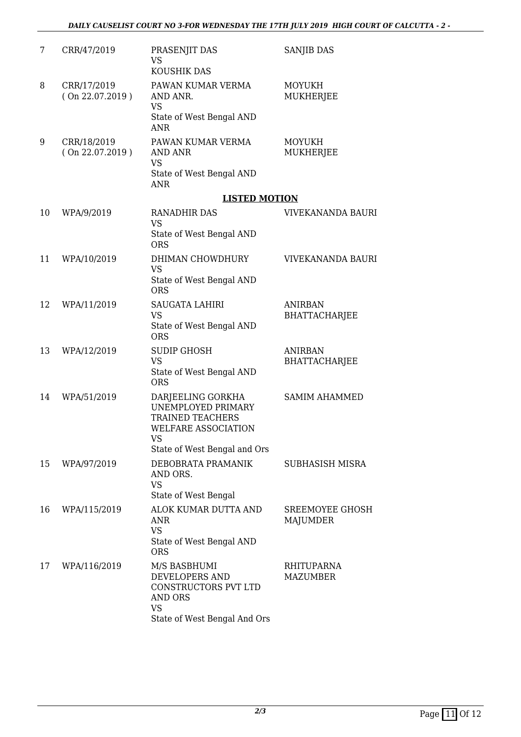| | | | |
|---|---|---|---|
| 7 | CRR/47/2019 | PRASENJIT DAS<br>VS<br>KOUSHIK DAS | SANJIB DAS |
| 8 | CRR/17/2019<br>( On 22.07.2019 ) | PAWAN KUMAR VERMA AND ANR.<br>VS<br>State of West Bengal AND ANR | MOYUKH MUKHERJEE |
| 9 | CRR/18/2019<br>( On 22.07.2019 ) | PAWAN KUMAR VERMA AND ANR<br>VS<br>State of West Bengal AND ANR | MOYUKH MUKHERJEE |

## LISTED MOTION

| | | | |
|---|---|---|---|
| 10 | WPA/9/2019 | RANADHIR DAS<br>VS<br>State of West Bengal AND ORS | VIVEKANANDA BAURI |
| 11 | WPA/10/2019 | DHIMAN CHOWDHURY<br>VS<br>State of West Bengal AND ORS | VIVEKANANDA BAURI |
| 12 | WPA/11/2019 | SAUGATA LAHIRI<br>VS<br>State of West Bengal AND ORS | ANIRBAN BHATTACHARJEE |
| 13 | WPA/12/2019 | SUDIP GHOSH<br>VS<br>State of West Bengal AND ORS | ANIRBAN BHATTACHARJEE |
| 14 | WPA/51/2019 | DARJEELING GORKHA UNEMPLOYED PRIMARY TRAINED TEACHERS WELFARE ASSOCIATION<br>VS<br>State of West Bengal and Ors | SAMIM AHAMMED |
| 15 | WPA/97/2019 | DEBOBRATA PRAMANIK AND ORS.<br>VS<br>State of West Bengal | SUBHASISH MISRA |
| 16 | WPA/115/2019 | ALOK KUMAR DUTTA AND ANR<br>VS<br>State of West Bengal AND ORS | SREEMOYEE GHOSH MAJUMDER |
| 17 | WPA/116/2019 | M/S BASBHUMI DEVELOPERS AND CONSTRUCTORS PVT LTD AND ORS<br>VS<br>State of West Bengal And Ors | RHITUPARNA MAZUMBER |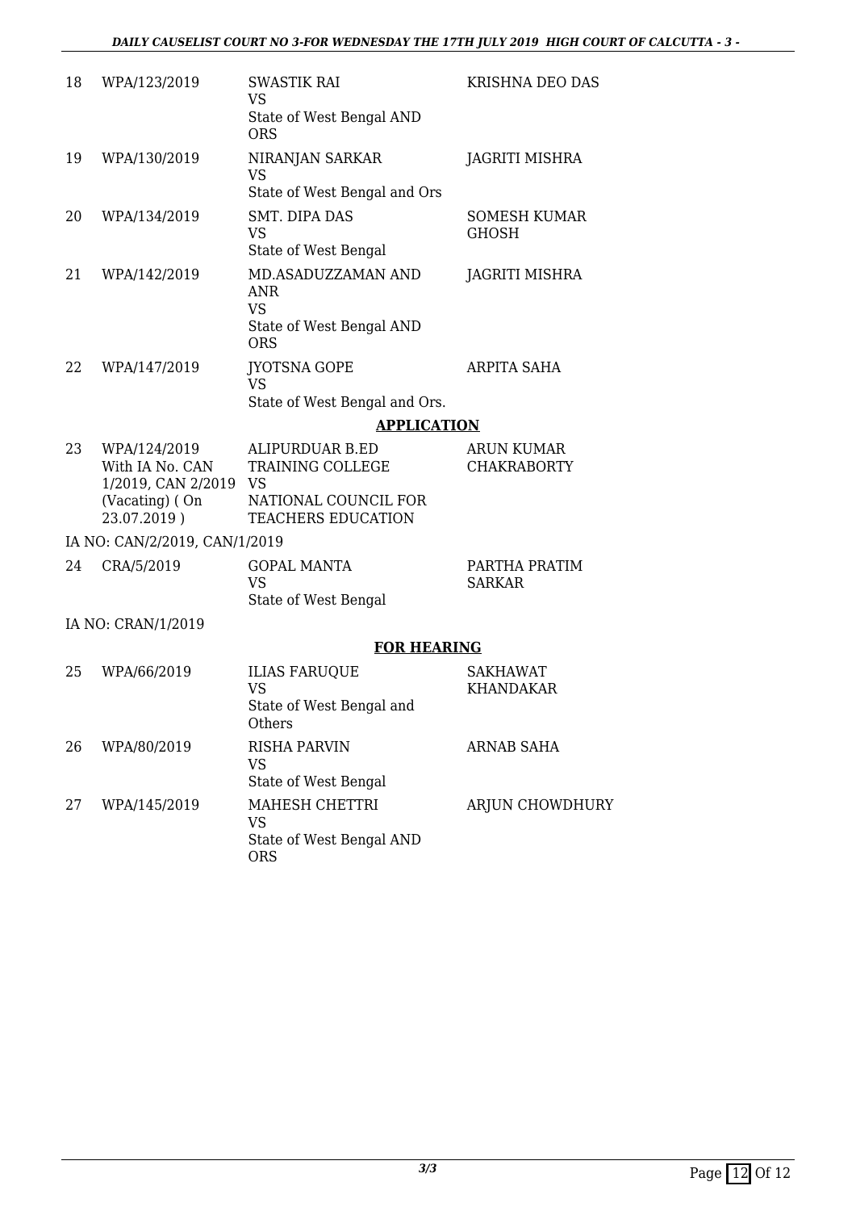| | | | |
|---|---|---|---|
| 18 | WPA/123/2019 | SWASTIK RAI<br>VS<br>State of West Bengal AND ORS | KRISHNA DEO DAS |
| 19 | WPA/130/2019 | NIRANJAN SARKAR<br>VS<br>State of West Bengal and Ors | JAGRITI MISHRA |
| 20 | WPA/134/2019 | SMT. DIPA DAS<br>VS<br>State of West Bengal | SOMESH KUMAR GHOSH |
| 21 | WPA/142/2019 | MD.ASADUZZAMAN AND ANR<br>VS<br>State of West Bengal AND ORS | JAGRITI MISHRA |
| 22 | WPA/147/2019 | JYOTSNA GOPE<br>VS<br>State of West Bengal and Ors. | ARPITA SAHA |

**APPLICATION**

| | | | |
|---|---|---|---|
| 23 | WPA/124/2019 With IA No. CAN 1/2019, CAN 2/2019 (Vacating) ( On 23.07.2019 ) | ALIPURDUAR B.ED TRAINING COLLEGE<br>VS<br>NATIONAL COUNCIL FOR TEACHERS EDUCATION | ARUN KUMAR CHAKRABORTY |

IA NO: CAN/2/2019, CAN/1/2019

| | | | |
|---|---|---|---|
| 24 | CRA/5/2019 | GOPAL MANTA<br>VS<br>State of West Bengal | PARTHA PRATIM SARKAR |

IA NO: CRAN/1/2019

**FOR HEARING**

| | | | |
|---|---|---|---|
| 25 | WPA/66/2019 | ILIAS FARUQUE<br>VS<br>State of West Bengal and Others | SAKHAWAT KHANDAKAR |
| 26 | WPA/80/2019 | RISHA PARVIN<br>VS<br>State of West Bengal | ARNAB SAHA |
| 27 | WPA/145/2019 | MAHESH CHETTRI<br>VS<br>State of West Bengal AND ORS | ARJUN CHOWDHURY |